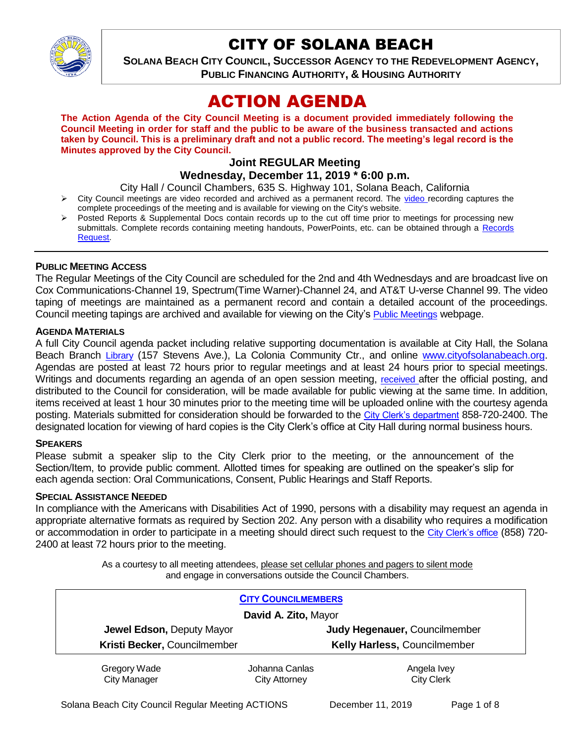# CITY OF SOLANA BEACH

**SOLANA BEACH CITY COUNCIL, SUCCESSOR AGENCY TO THE REDEVELOPMENT AGENCY, PUBLIC FINANCING AUTHORITY, & HOUSING AUTHORITY**

# ACTION AGENDA

**The Action Agenda of the City Council Meeting is a document provided immediately following the Council Meeting in order for staff and the public to be aware of the business transacted and actions taken by Council. This is a preliminary draft and not a public record. The meeting's legal record is the Minutes approved by the City Council.**

### Joint REGULAR Meeting
### Wednesday, December 11, 2019 * 6:00 p.m.

City Hall / Council Chambers, 635 S. Highway 101, Solana Beach, California

- City Council meetings are video recorded and archived as a permanent record. The video recording captures the complete proceedings of the meeting and is available for viewing on the City's website.
- Posted Reports & Supplemental Docs contain records up to the cut off time prior to meetings for processing new submittals. Complete records containing meeting handouts, PowerPoints, etc. can be obtained through a Records Request.

---

**PUBLIC MEETING ACCESS**

The Regular Meetings of the City Council are scheduled for the 2nd and 4th Wednesdays and are broadcast live on Cox Communications-Channel 19, Spectrum(Time Warner)-Channel 24, and AT&T U-verse Channel 99. The video taping of meetings are maintained as a permanent record and contain a detailed account of the proceedings. Council meeting tapings are archived and available for viewing on the City's Public Meetings webpage.

**AGENDA MATERIALS**

A full City Council agenda packet including relative supporting documentation is available at City Hall, the Solana Beach Branch Library (157 Stevens Ave.), La Colonia Community Ctr., and online www.cityofsolanabeach.org. Agendas are posted at least 72 hours prior to regular meetings and at least 24 hours prior to special meetings. Writings and documents regarding an agenda of an open session meeting, received after the official posting, and distributed to the Council for consideration, will be made available for public viewing at the same time. In addition, items received at least 1 hour 30 minutes prior to the meeting time will be uploaded online with the courtesy agenda posting. Materials submitted for consideration should be forwarded to the City Clerk's department 858-720-2400. The designated location for viewing of hard copies is the City Clerk's office at City Hall during normal business hours.

**SPEAKERS**

Please submit a speaker slip to the City Clerk prior to the meeting, or the announcement of the Section/Item, to provide public comment. Allotted times for speaking are outlined on the speaker's slip for each agenda section: Oral Communications, Consent, Public Hearings and Staff Reports.

**SPECIAL ASSISTANCE NEEDED**

In compliance with the Americans with Disabilities Act of 1990, persons with a disability may request an agenda in appropriate alternative formats as required by Section 202. Any person with a disability who requires a modification or accommodation in order to participate in a meeting should direct such request to the City Clerk's office (858) 720-2400 at least 72 hours prior to the meeting.

As a courtesy to all meeting attendees, please set cellular phones and pagers to silent mode and engage in conversations outside the Council Chambers.

| **CITY COUNCILMEMBERS** | |
|---|---|
| **David A. Zito,** Mayor | |
| **Jewel Edson,** Deputy Mayor | **Judy Hegenauer,** Councilmember |
| **Kristi Becker,** Councilmember | **Kelly Harless,** Councilmember |

| Gregory Wade | Johanna Canlas | Angela Ivey |
|---|---|---|
| City Manager | City Attorney | City Clerk |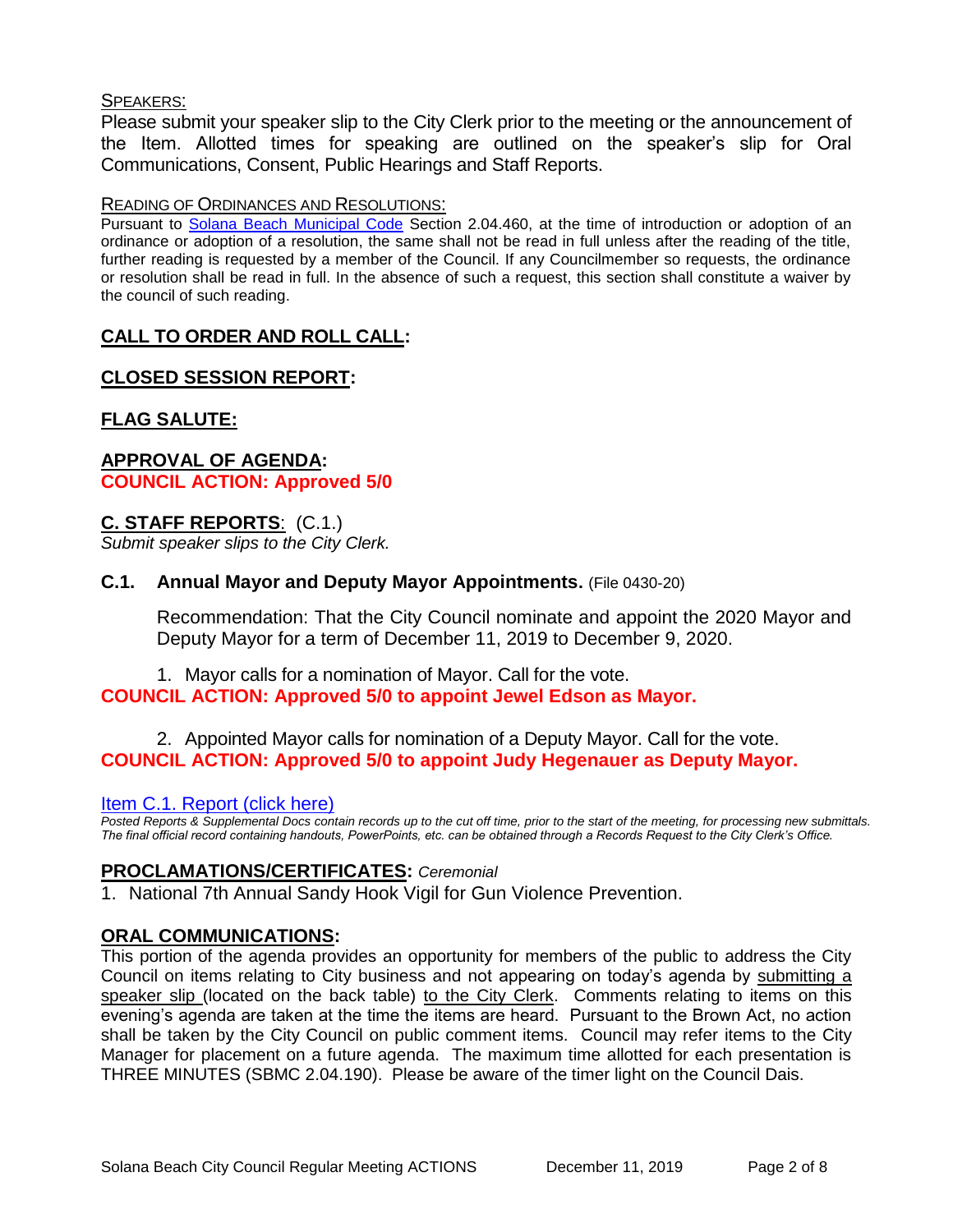SPEAKERS:

Please submit your speaker slip to the City Clerk prior to the meeting or the announcement of the Item. Allotted times for speaking are outlined on the speaker's slip for Oral Communications, Consent, Public Hearings and Staff Reports.

READING OF ORDINANCES AND RESOLUTIONS:

Pursuant to Solana Beach Municipal Code Section 2.04.460, at the time of introduction or adoption of an ordinance or adoption of a resolution, the same shall not be read in full unless after the reading of the title, further reading is requested by a member of the Council. If any Councilmember so requests, the ordinance or resolution shall be read in full. In the absence of such a request, this section shall constitute a waiver by the council of such reading.

## CALL TO ORDER AND ROLL CALL:

## CLOSED SESSION REPORT:

## FLAG SALUTE:

## APPROVAL OF AGENDA:

**COUNCIL ACTION: Approved 5/0**

## C. STAFF REPORTS: (C.1.)

*Submit speaker slips to the City Clerk.*

### C.1. Annual Mayor and Deputy Mayor Appointments. (File 0430-20)

Recommendation: That the City Council nominate and appoint the 2020 Mayor and Deputy Mayor for a term of December 11, 2019 to December 9, 2020.

1. Mayor calls for a nomination of Mayor. Call for the vote.

**COUNCIL ACTION: Approved 5/0 to appoint Jewel Edson as Mayor.**

2. Appointed Mayor calls for nomination of a Deputy Mayor. Call for the vote.

**COUNCIL ACTION: Approved 5/0 to appoint Judy Hegenauer as Deputy Mayor.**

Item C.1. Report (click here)

*Posted Reports & Supplemental Docs contain records up to the cut off time, prior to the start of the meeting, for processing new submittals. The final official record containing handouts, PowerPoints, etc. can be obtained through a Records Request to the City Clerk's Office.*

## PROCLAMATIONS/CERTIFICATES: *Ceremonial*

1. National 7th Annual Sandy Hook Vigil for Gun Violence Prevention.

## ORAL COMMUNICATIONS:

This portion of the agenda provides an opportunity for members of the public to address the City Council on items relating to City business and not appearing on today's agenda by submitting a speaker slip (located on the back table) to the City Clerk. Comments relating to items on this evening's agenda are taken at the time the items are heard. Pursuant to the Brown Act, no action shall be taken by the City Council on public comment items. Council may refer items to the City Manager for placement on a future agenda. The maximum time allotted for each presentation is THREE MINUTES (SBMC 2.04.190). Please be aware of the timer light on the Council Dais.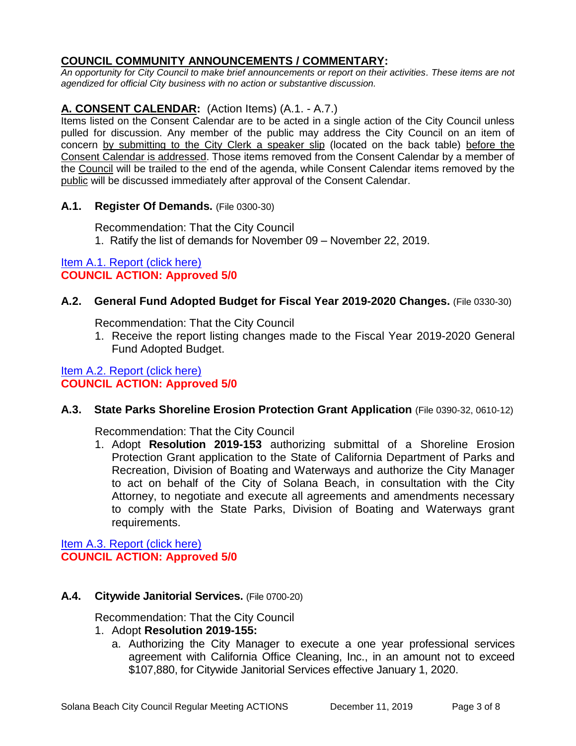## COUNCIL COMMUNITY ANNOUNCEMENTS / COMMENTARY:

*An opportunity for City Council to make brief announcements or report on their activities. These items are not agendized for official City business with no action or substantive discussion.*

## A. CONSENT CALENDAR: (Action Items) (A.1. - A.7.)

Items listed on the Consent Calendar are to be acted in a single action of the City Council unless pulled for discussion. Any member of the public may address the City Council on an item of concern by submitting to the City Clerk a speaker slip (located on the back table) before the Consent Calendar is addressed. Those items removed from the Consent Calendar by a member of the Council will be trailed to the end of the agenda, while Consent Calendar items removed by the public will be discussed immediately after approval of the Consent Calendar.

### A.1. Register Of Demands. (File 0300-30)

Recommendation: That the City Council

1. Ratify the list of demands for November 09 – November 22, 2019.

Item A.1. Report (click here)
**COUNCIL ACTION: Approved 5/0**

### A.2. General Fund Adopted Budget for Fiscal Year 2019-2020 Changes. (File 0330-30)

Recommendation: That the City Council

1. Receive the report listing changes made to the Fiscal Year 2019-2020 General Fund Adopted Budget.

Item A.2. Report (click here)
**COUNCIL ACTION: Approved 5/0**

### A.3. State Parks Shoreline Erosion Protection Grant Application (File 0390-32, 0610-12)

Recommendation: That the City Council

1. Adopt **Resolution 2019-153** authorizing submittal of a Shoreline Erosion Protection Grant application to the State of California Department of Parks and Recreation, Division of Boating and Waterways and authorize the City Manager to act on behalf of the City of Solana Beach, in consultation with the City Attorney, to negotiate and execute all agreements and amendments necessary to comply with the State Parks, Division of Boating and Waterways grant requirements.

Item A.3. Report (click here)
**COUNCIL ACTION: Approved 5/0**

### A.4. Citywide Janitorial Services. (File 0700-20)

Recommendation: That the City Council

1. Adopt **Resolution 2019-155:**
   a. Authorizing the City Manager to execute a one year professional services agreement with California Office Cleaning, Inc., in an amount not to exceed $107,880, for Citywide Janitorial Services effective January 1, 2020.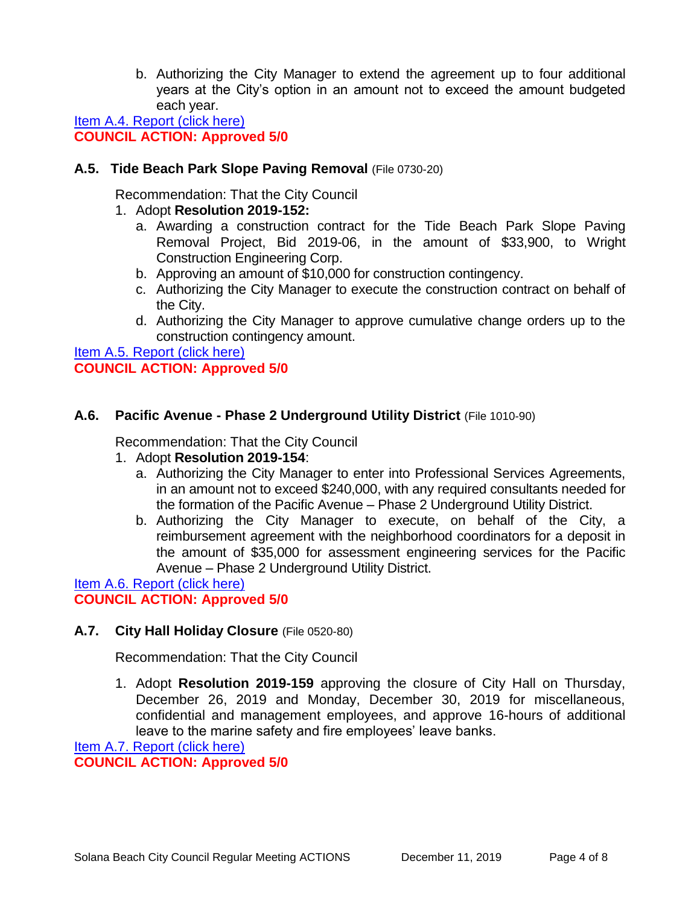b. Authorizing the City Manager to extend the agreement up to four additional years at the City's option in an amount not to exceed the amount budgeted each year.

[Item A.4. Report (click here)]

**COUNCIL ACTION: Approved 5/0**

### A.5. Tide Beach Park Slope Paving Removal (File 0730-20)

Recommendation: That the City Council

1. Adopt **Resolution 2019-152:**
   a. Awarding a construction contract for the Tide Beach Park Slope Paving Removal Project, Bid 2019-06, in the amount of $33,900, to Wright Construction Engineering Corp.
   b. Approving an amount of $10,000 for construction contingency.
   c. Authorizing the City Manager to execute the construction contract on behalf of the City.
   d. Authorizing the City Manager to approve cumulative change orders up to the construction contingency amount.

[Item A.5. Report (click here)]

**COUNCIL ACTION: Approved 5/0**

### A.6. Pacific Avenue - Phase 2 Underground Utility District (File 1010-90)

Recommendation: That the City Council

1. Adopt **Resolution 2019-154**:
   a. Authorizing the City Manager to enter into Professional Services Agreements, in an amount not to exceed $240,000, with any required consultants needed for the formation of the Pacific Avenue – Phase 2 Underground Utility District.
   b. Authorizing the City Manager to execute, on behalf of the City, a reimbursement agreement with the neighborhood coordinators for a deposit in the amount of $35,000 for assessment engineering services for the Pacific Avenue – Phase 2 Underground Utility District.

[Item A.6. Report (click here)]

**COUNCIL ACTION: Approved 5/0**

### A.7. City Hall Holiday Closure (File 0520-80)

Recommendation: That the City Council

1. Adopt **Resolution 2019-159** approving the closure of City Hall on Thursday, December 26, 2019 and Monday, December 30, 2019 for miscellaneous, confidential and management employees, and approve 16-hours of additional leave to the marine safety and fire employees' leave banks.

[Item A.7. Report (click here)]

**COUNCIL ACTION: Approved 5/0**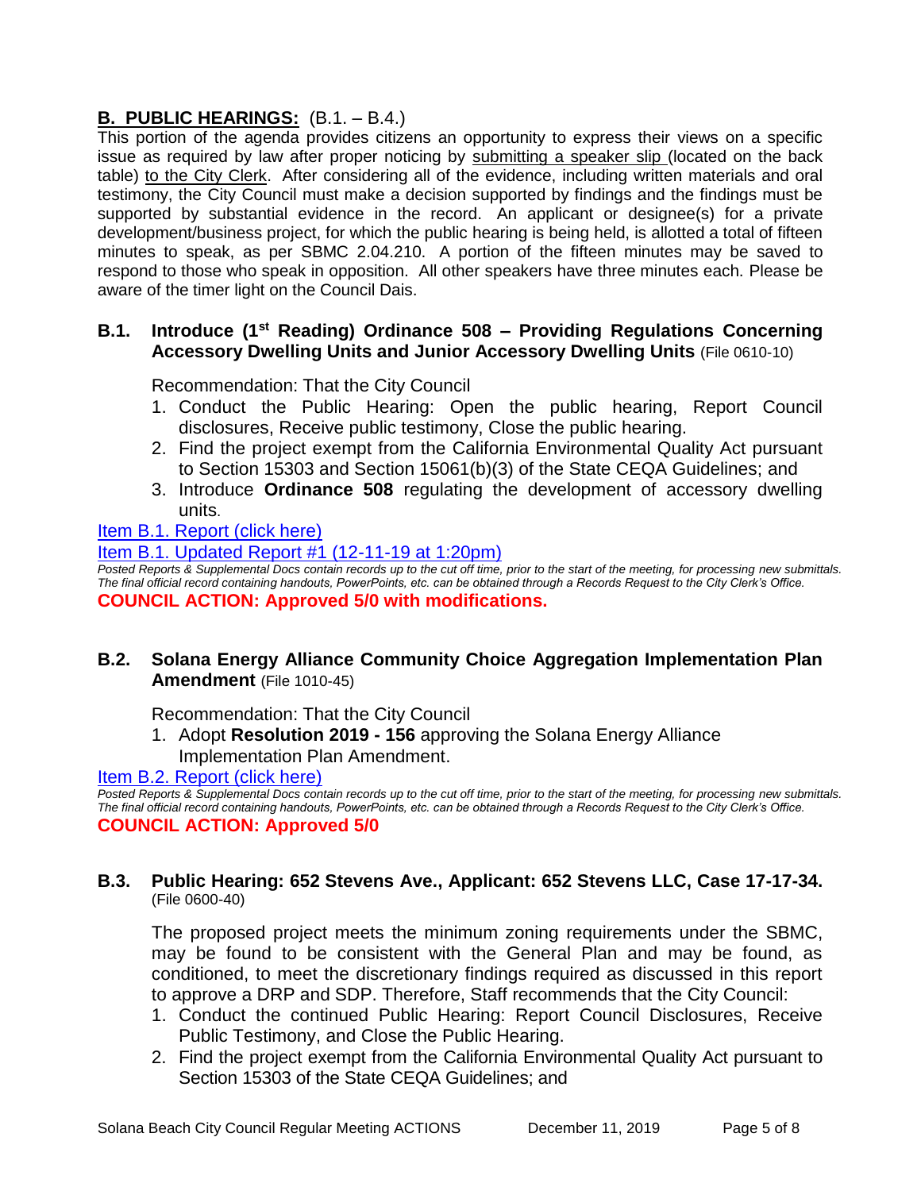## B. PUBLIC HEARINGS: (B.1. – B.4.)

This portion of the agenda provides citizens an opportunity to express their views on a specific issue as required by law after proper noticing by submitting a speaker slip (located on the back table) to the City Clerk. After considering all of the evidence, including written materials and oral testimony, the City Council must make a decision supported by findings and the findings must be supported by substantial evidence in the record. An applicant or designee(s) for a private development/business project, for which the public hearing is being held, is allotted a total of fifteen minutes to speak, as per SBMC 2.04.210. A portion of the fifteen minutes may be saved to respond to those who speak in opposition. All other speakers have three minutes each. Please be aware of the timer light on the Council Dais.

### B.1. Introduce (1st Reading) Ordinance 508 – Providing Regulations Concerning Accessory Dwelling Units and Junior Accessory Dwelling Units (File 0610-10)

Recommendation: That the City Council

1. Conduct the Public Hearing: Open the public hearing, Report Council disclosures, Receive public testimony, Close the public hearing.
2. Find the project exempt from the California Environmental Quality Act pursuant to Section 15303 and Section 15061(b)(3) of the State CEQA Guidelines; and
3. Introduce **Ordinance 508** regulating the development of accessory dwelling units.

Item B.1. Report (click here)

Item B.1. Updated Report #1 (12-11-19 at 1:20pm)

*Posted Reports & Supplemental Docs contain records up to the cut off time, prior to the start of the meeting, for processing new submittals. The final official record containing handouts, PowerPoints, etc. can be obtained through a Records Request to the City Clerk's Office.*

**COUNCIL ACTION: Approved 5/0 with modifications.**

### B.2. Solana Energy Alliance Community Choice Aggregation Implementation Plan Amendment (File 1010-45)

Recommendation: That the City Council

1. Adopt **Resolution 2019 - 156** approving the Solana Energy Alliance Implementation Plan Amendment.

Item B.2. Report (click here)

*Posted Reports & Supplemental Docs contain records up to the cut off time, prior to the start of the meeting, for processing new submittals. The final official record containing handouts, PowerPoints, etc. can be obtained through a Records Request to the City Clerk's Office.*

**COUNCIL ACTION: Approved 5/0**

### B.3. Public Hearing: 652 Stevens Ave., Applicant: 652 Stevens LLC, Case 17-17-34. (File 0600-40)

The proposed project meets the minimum zoning requirements under the SBMC, may be found to be consistent with the General Plan and may be found, as conditioned, to meet the discretionary findings required as discussed in this report to approve a DRP and SDP. Therefore, Staff recommends that the City Council:

1. Conduct the continued Public Hearing: Report Council Disclosures, Receive Public Testimony, and Close the Public Hearing.
2. Find the project exempt from the California Environmental Quality Act pursuant to Section 15303 of the State CEQA Guidelines; and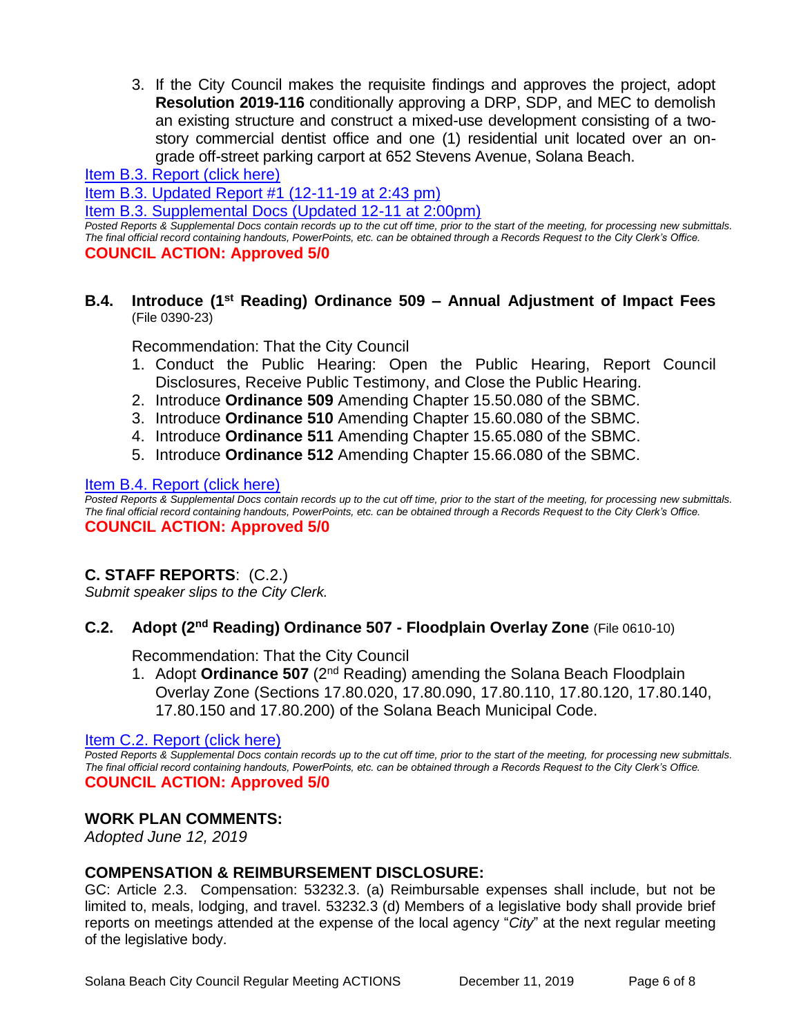3. If the City Council makes the requisite findings and approves the project, adopt **Resolution 2019-116** conditionally approving a DRP, SDP, and MEC to demolish an existing structure and construct a mixed-use development consisting of a two-story commercial dentist office and one (1) residential unit located over an on-grade off-street parking carport at 652 Stevens Avenue, Solana Beach.

Item B.3. Report (click here)

Item B.3. Updated Report #1 (12-11-19 at 2:43 pm)

Item B.3. Supplemental Docs (Updated 12-11 at 2:00pm)

*Posted Reports & Supplemental Docs contain records up to the cut off time, prior to the start of the meeting, for processing new submittals. The final official record containing handouts, PowerPoints, etc. can be obtained through a Records Request to the City Clerk's Office.*

**COUNCIL ACTION: Approved 5/0**

### B.4. Introduce (1st Reading) Ordinance 509 – Annual Adjustment of Impact Fees (File 0390-23)

Recommendation: That the City Council

1. Conduct the Public Hearing: Open the Public Hearing, Report Council Disclosures, Receive Public Testimony, and Close the Public Hearing.
2. Introduce **Ordinance 509** Amending Chapter 15.50.080 of the SBMC.
3. Introduce **Ordinance 510** Amending Chapter 15.60.080 of the SBMC.
4. Introduce **Ordinance 511** Amending Chapter 15.65.080 of the SBMC.
5. Introduce **Ordinance 512** Amending Chapter 15.66.080 of the SBMC.

Item B.4. Report (click here)

*Posted Reports & Supplemental Docs contain records up to the cut off time, prior to the start of the meeting, for processing new submittals. The final official record containing handouts, PowerPoints, etc. can be obtained through a Records Request to the City Clerk's Office.*

**COUNCIL ACTION: Approved 5/0**

## C. STAFF REPORTS: (C.2.)

*Submit speaker slips to the City Clerk.*

### C.2. Adopt (2nd Reading) Ordinance 507 - Floodplain Overlay Zone (File 0610-10)

Recommendation: That the City Council

1. Adopt **Ordinance 507** (2nd Reading) amending the Solana Beach Floodplain Overlay Zone (Sections 17.80.020, 17.80.090, 17.80.110, 17.80.120, 17.80.140, 17.80.150 and 17.80.200) of the Solana Beach Municipal Code.

Item C.2. Report (click here)

*Posted Reports & Supplemental Docs contain records up to the cut off time, prior to the start of the meeting, for processing new submittals. The final official record containing handouts, PowerPoints, etc. can be obtained through a Records Request to the City Clerk's Office.*

**COUNCIL ACTION: Approved 5/0**

## WORK PLAN COMMENTS:

*Adopted June 12, 2019*

## COMPENSATION & REIMBURSEMENT DISCLOSURE:

GC: Article 2.3. Compensation: 53232.3. (a) Reimbursable expenses shall include, but not be limited to, meals, lodging, and travel. 53232.3 (d) Members of a legislative body shall provide brief reports on meetings attended at the expense of the local agency "*City*" at the next regular meeting of the legislative body.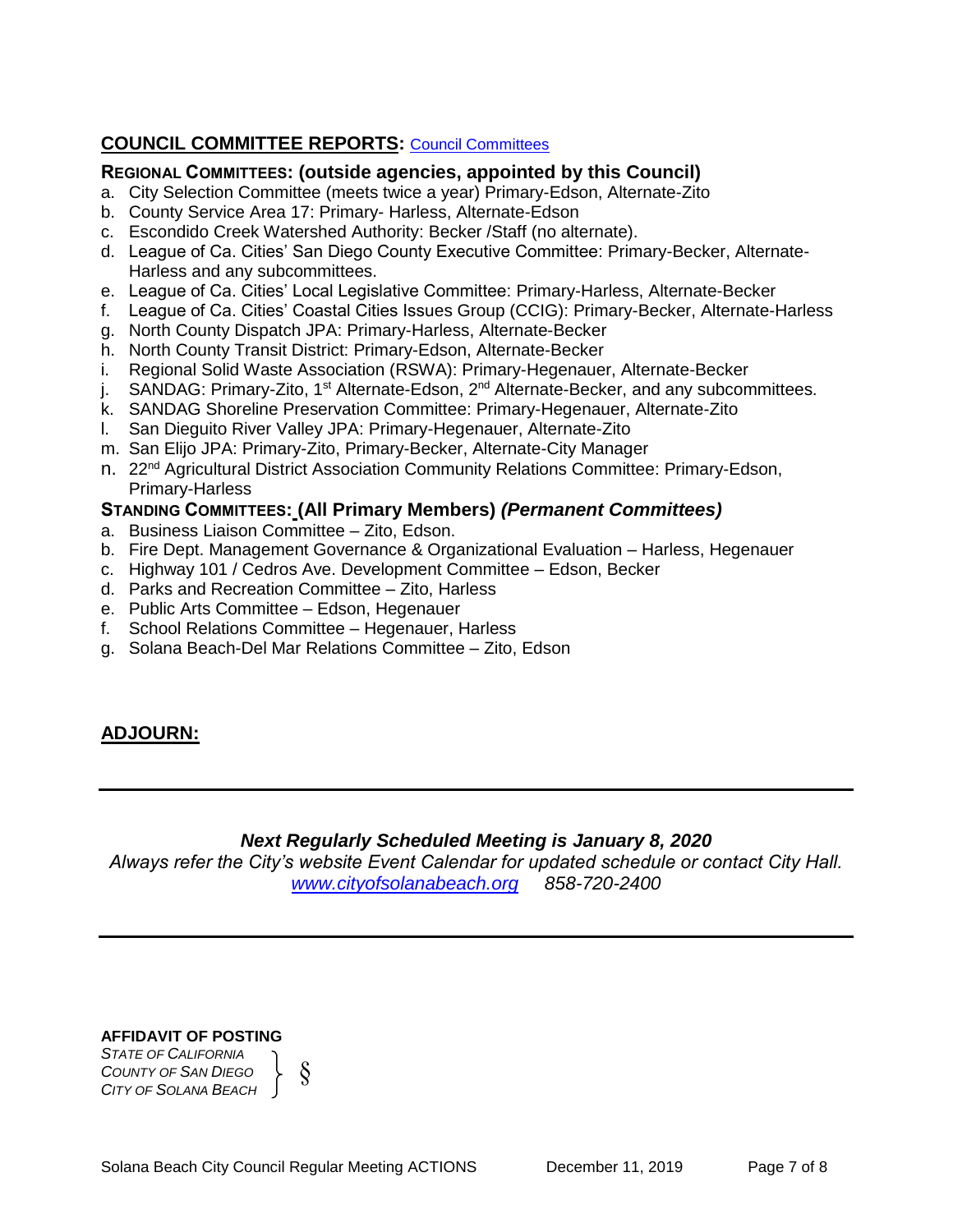## COUNCIL COMMITTEE REPORTS: [Council Committees]

### REGIONAL COMMITTEES: (outside agencies, appointed by this Council)

a. City Selection Committee (meets twice a year) Primary-Edson, Alternate-Zito
b. County Service Area 17: Primary- Harless, Alternate-Edson
c. Escondido Creek Watershed Authority: Becker /Staff (no alternate).
d. League of Ca. Cities' San Diego County Executive Committee: Primary-Becker, Alternate-Harless and any subcommittees.
e. League of Ca. Cities' Local Legislative Committee: Primary-Harless, Alternate-Becker
f. League of Ca. Cities' Coastal Cities Issues Group (CCIG): Primary-Becker, Alternate-Harless
g. North County Dispatch JPA: Primary-Harless, Alternate-Becker
h. North County Transit District: Primary-Edson, Alternate-Becker
i. Regional Solid Waste Association (RSWA): Primary-Hegenauer, Alternate-Becker
j. SANDAG: Primary-Zito, 1st Alternate-Edson, 2nd Alternate-Becker, and any subcommittees.
k. SANDAG Shoreline Preservation Committee: Primary-Hegenauer, Alternate-Zito
l. San Dieguito River Valley JPA: Primary-Hegenauer, Alternate-Zito
m. San Elijo JPA: Primary-Zito, Primary-Becker, Alternate-City Manager
n. 22nd Agricultural District Association Community Relations Committee: Primary-Edson, Primary-Harless

### STANDING COMMITTEES: (All Primary Members) *(Permanent Committees)*

a. Business Liaison Committee – Zito, Edson.
b. Fire Dept. Management Governance & Organizational Evaluation – Harless, Hegenauer
c. Highway 101 / Cedros Ave. Development Committee – Edson, Becker
d. Parks and Recreation Committee – Zito, Harless
e. Public Arts Committee – Edson, Hegenauer
f. School Relations Committee – Hegenauer, Harless
g. Solana Beach-Del Mar Relations Committee – Zito, Edson

## ADJOURN:

---

***Next Regularly Scheduled Meeting is January 8, 2020***

*Always refer the City's website Event Calendar for updated schedule or contact City Hall.*
*[www.cityofsolanabeach.org](www.cityofsolanabeach.org) 858-720-2400*

---

**AFFIDAVIT OF POSTING**

*STATE OF CALIFORNIA*
*COUNTY OF SAN DIEGO* } §
*CITY OF SOLANA BEACH*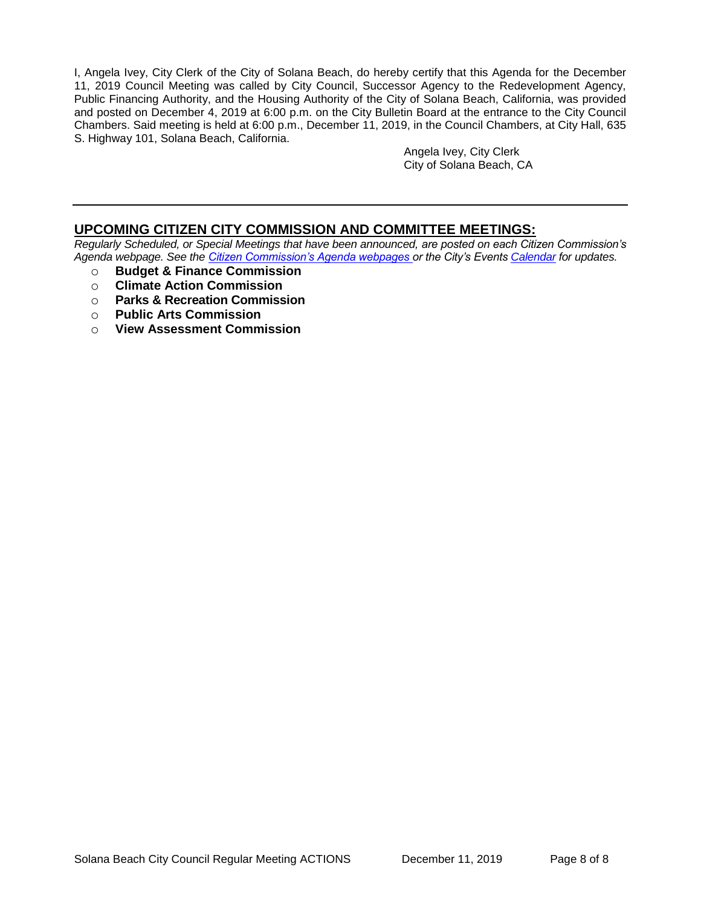I, Angela Ivey, City Clerk of the City of Solana Beach, do hereby certify that this Agenda for the December 11, 2019 Council Meeting was called by City Council, Successor Agency to the Redevelopment Agency, Public Financing Authority, and the Housing Authority of the City of Solana Beach, California, was provided and posted on December 4, 2019 at 6:00 p.m. on the City Bulletin Board at the entrance to the City Council Chambers. Said meeting is held at 6:00 p.m., December 11, 2019, in the Council Chambers, at City Hall, 635 S. Highway 101, Solana Beach, California.

Angela Ivey, City Clerk
City of Solana Beach, CA

---

## UPCOMING CITIZEN CITY COMMISSION AND COMMITTEE MEETINGS:

*Regularly Scheduled, or Special Meetings that have been announced, are posted on each Citizen Commission's Agenda webpage. See the [Citizen Commission's Agenda webpages]() or the City's Events [Calendar]() for updates.*

- **Budget & Finance Commission**
- **Climate Action Commission**
- **Parks & Recreation Commission**
- **Public Arts Commission**
- **View Assessment Commission**